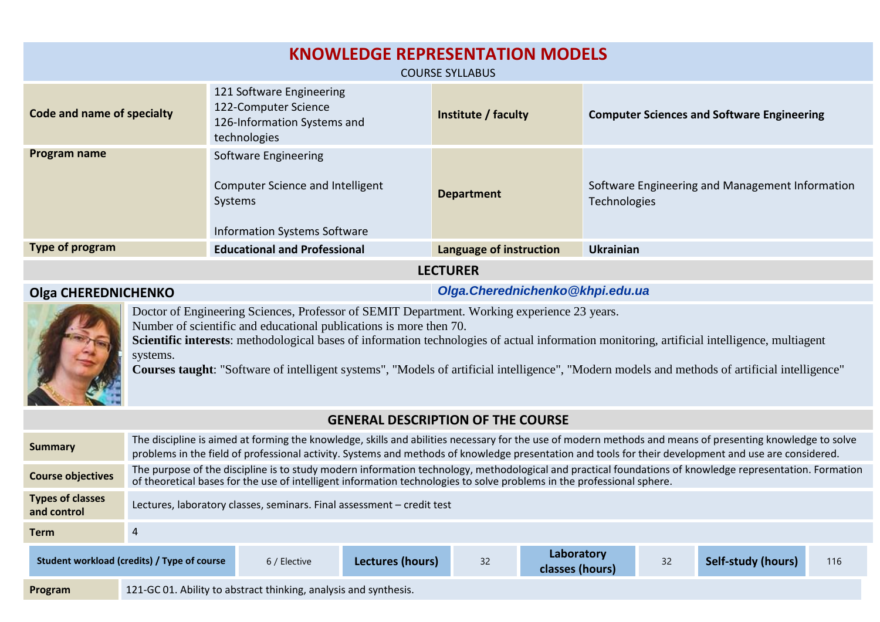# KNOWLEDGE REPRESENTATION MODELS

COURSE SYLLABUS

| | | | |
|---|---|---|---|
| **Code and name of specialty** | 121 Software Engineering<br>122-Computer Science<br>126-Information Systems and technologies | **Institute / faculty** | **Computer Sciences and Software Engineering** |
| **Program name** | Software Engineering<br><br>Computer Science and Intelligent Systems<br><br>Information Systems Software | **Department** | Software Engineering and Management Information Technologies |
| **Type of program** | **Educational and Professional** | **Language of instruction** | **Ukrainian** |

## LECTURER

**Olga CHEREDNICHENKO** *Olga.Cherednichenko@khpi.edu.ua*

Doctor of Engineering Sciences, Professor of SEMIT Department. Working experience 23 years.
Number of scientific and educational publications is more then 70.
**Scientific interests**: methodological bases of information technologies of actual information monitoring, artificial intelligence, multiagent systems.
**Courses taught**: "Software of intelligent systems", "Models of artificial intelligence", "Modern models and methods of artificial intelligence"

## GENERAL DESCRIPTION OF THE COURSE

| | |
|---|---|
| **Summary** | The discipline is aimed at forming the knowledge, skills and abilities necessary for the use of modern methods and means of presenting knowledge to solve problems in the field of professional activity. Systems and methods of knowledge presentation and tools for their development and use are considered. |
| **Course objectives** | The purpose of the discipline is to study modern information technology, methodological and practical foundations of knowledge representation. Formation of theoretical bases for the use of intelligent information technologies to solve problems in the professional sphere. |
| **Types of classes and control** | Lectures, laboratory classes, seminars. Final assessment – credit test |
| **Term** | 4 |

| | | | | | | | |
|---|---|---|---|---|---|---|---|
| **Student workload (credits) / Type of course** | 6 / Elective | **Lectures (hours)** | 32 | **Laboratory classes (hours)** | 32 | **Self-study (hours)** | 116 |

| | |
|---|---|
| **Program** | 121-GC 01. Ability to abstract thinking, analysis and synthesis. |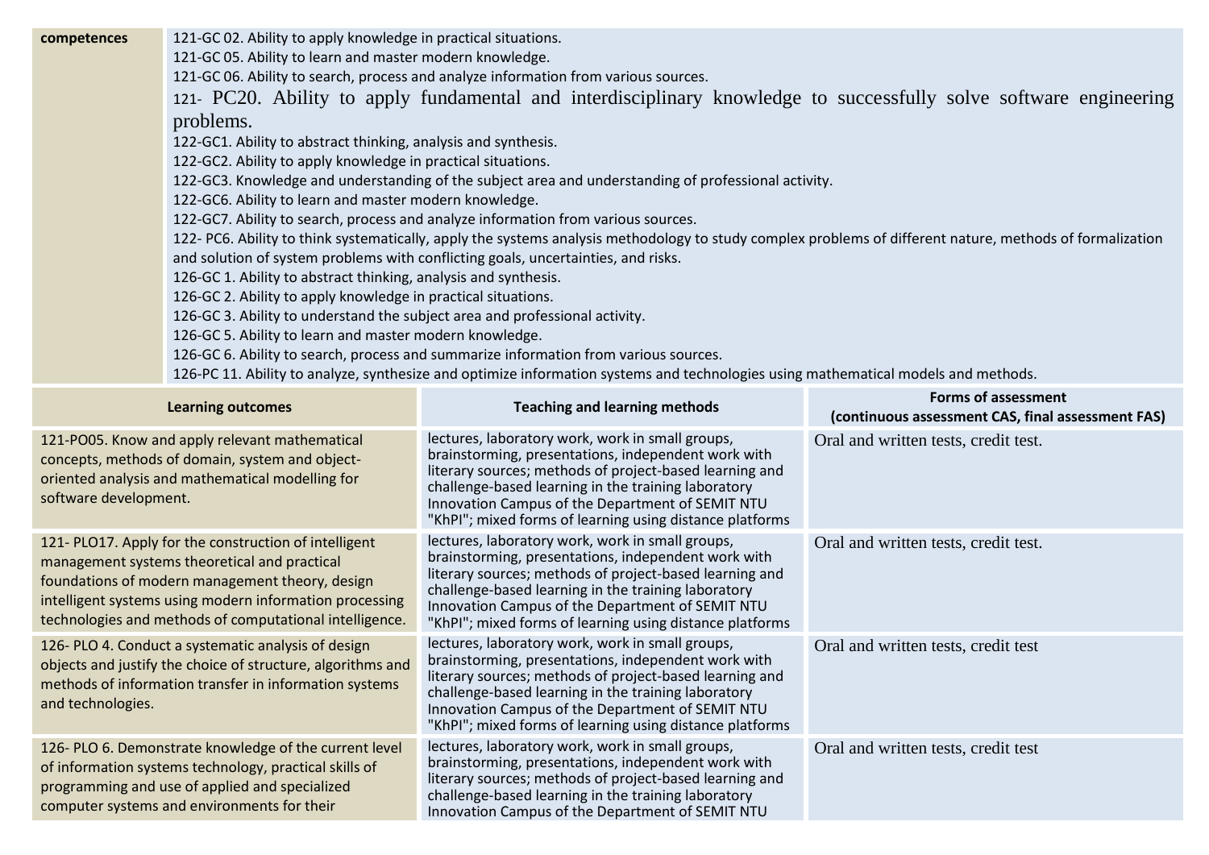| | |
|---|---|
| **competences** | 121-GC 02. Ability to apply knowledge in practical situations.<br>121-GC 05. Ability to learn and master modern knowledge.<br>121-GC 06. Ability to search, process and analyze information from various sources.<br>121- PC20. Ability to apply fundamental and interdisciplinary knowledge to successfully solve software engineering problems.<br>122-GC1. Ability to abstract thinking, analysis and synthesis.<br>122-GC2. Ability to apply knowledge in practical situations.<br>122-GC3. Knowledge and understanding of the subject area and understanding of professional activity.<br>122-GC6. Ability to learn and master modern knowledge.<br>122-GC7. Ability to search, process and analyze information from various sources.<br>122- PC6. Ability to think systematically, apply the systems analysis methodology to study complex problems of different nature, methods of formalization and solution of system problems with conflicting goals, uncertainties, and risks.<br>126-GC 1. Ability to abstract thinking, analysis and synthesis.<br>126-GC 2. Ability to apply knowledge in practical situations.<br>126-GC 3. Ability to understand the subject area and professional activity.<br>126-GC 5. Ability to learn and master modern knowledge.<br>126-GC 6. Ability to search, process and summarize information from various sources.<br>126-PC 11. Ability to analyze, synthesize and optimize information systems and technologies using mathematical models and methods. |

| Learning outcomes | Teaching and learning methods | Forms of assessment (continuous assessment CAS, final assessment FAS) |
|---|---|---|
| 121-PO05. Know and apply relevant mathematical concepts, methods of domain, system and object-oriented analysis and mathematical modelling for software development. | lectures, laboratory work, work in small groups, brainstorming, presentations, independent work with literary sources; methods of project-based learning and challenge-based learning in the training laboratory Innovation Campus of the Department of SEMIT NTU "KhPI"; mixed forms of learning using distance platforms | Oral and written tests, credit test. |
| 121- PLO17. Apply for the construction of intelligent management systems theoretical and practical foundations of modern management theory, design intelligent systems using modern information processing technologies and methods of computational intelligence. | lectures, laboratory work, work in small groups, brainstorming, presentations, independent work with literary sources; methods of project-based learning and challenge-based learning in the training laboratory Innovation Campus of the Department of SEMIT NTU "KhPI"; mixed forms of learning using distance platforms | Oral and written tests, credit test. |
| 126- PLO 4. Conduct a systematic analysis of design objects and justify the choice of structure, algorithms and methods of information transfer in information systems and technologies. | lectures, laboratory work, work in small groups, brainstorming, presentations, independent work with literary sources; methods of project-based learning and challenge-based learning in the training laboratory Innovation Campus of the Department of SEMIT NTU "KhPI"; mixed forms of learning using distance platforms | Oral and written tests, credit test |
| 126- PLO 6. Demonstrate knowledge of the current level of information systems technology, practical skills of programming and use of applied and specialized computer systems and environments for their | lectures, laboratory work, work in small groups, brainstorming, presentations, independent work with literary sources; methods of project-based learning and challenge-based learning in the training laboratory Innovation Campus of the Department of SEMIT NTU | Oral and written tests, credit test |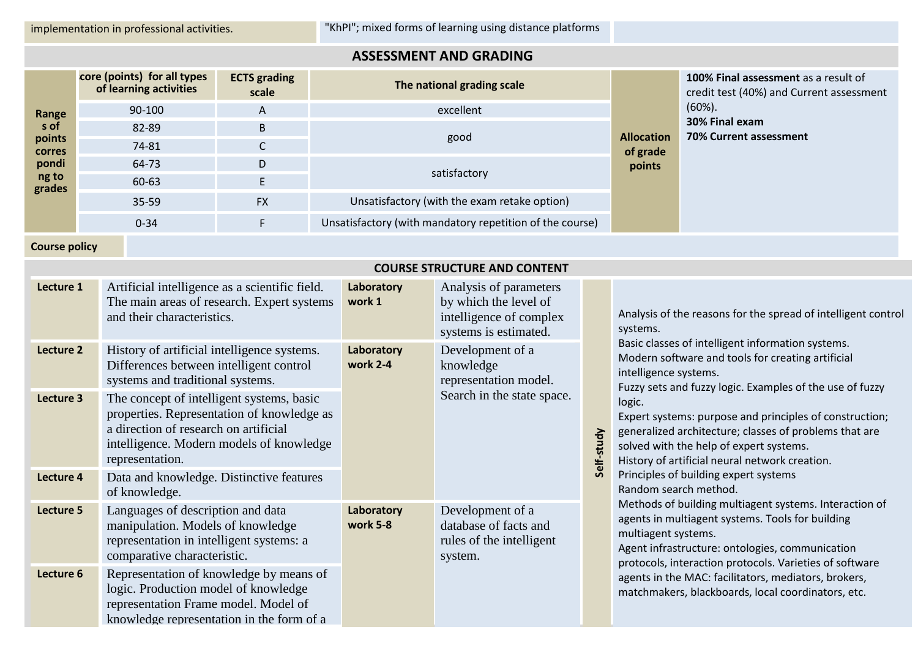| | | |
|---|---|---|
| implementation in professional activities. | "KhPI"; mixed forms of learning using distance platforms | |

## ASSESSMENT AND GRADING

| Ranges of points corresponding to grades | core (points) for all types of learning activities | ECTS grading scale | The national grading scale | Allocation of grade points | |
|---|---|---|---|---|---|
| | 90-100 | A | excellent | | **100% Final assessment** as a result of credit test (40%) and Current assessment (60%). **30% Final exam** **70% Current assessment** |
| | 82-89 | B | good | | |
| | 74-81 | C | | | |
| | 64-73 | D | satisfactory | | |
| | 60-63 | E | | | |
| | 35-59 | FX | Unsatisfactory (with the exam retake option) | | |
| | 0-34 | F | Unsatisfactory (with mandatory repetition of the course) | | |

| | |
|---|---|
| **Course policy** | |

## COURSE STRUCTURE AND CONTENT

| | | | | | |
|---|---|---|---|---|---|
| **Lecture 1** | Artificial intelligence as a scientific field. The main areas of research. Expert systems and their characteristics. | **Laboratory work 1** | Analysis of parameters by which the level of intelligence of complex systems is estimated. | **Self-study** | Analysis of the reasons for the spread of intelligent control systems.<br>Basic classes of intelligent information systems.<br>Modern software and tools for creating artificial intelligence systems.<br>Fuzzy sets and fuzzy logic. Examples of the use of fuzzy logic.<br>Expert systems: purpose and principles of construction; generalized architecture; classes of problems that are solved with the help of expert systems.<br>History of artificial neural network creation.<br>Principles of building expert systems<br>Random search method.<br>Methods of building multiagent systems. Interaction of agents in multiagent systems. Tools for building multiagent systems.<br>Agent infrastructure: ontologies, communication protocols, interaction protocols. Varieties of software agents in the MAC: facilitators, mediators, brokers, matchmakers, blackboards, local coordinators, etc. |
| **Lecture 2** | History of artificial intelligence systems. Differences between intelligent control systems and traditional systems. | **Laboratory work 2-4** | Development of a knowledge representation model. Search in the state space. | | |
| **Lecture 3** | The concept of intelligent systems, basic properties. Representation of knowledge as a direction of research on artificial intelligence. Modern models of knowledge representation. | | | | |
| **Lecture 4** | Data and knowledge. Distinctive features of knowledge. | | | | |
| **Lecture 5** | Languages of description and data manipulation. Models of knowledge representation in intelligent systems: a comparative characteristic. | **Laboratory work 5-8** | Development of a database of facts and rules of the intelligent system. | | |
| **Lecture 6** | Representation of knowledge by means of logic. Production model of knowledge representation Frame model. Model of knowledge representation in the form of a | | | | |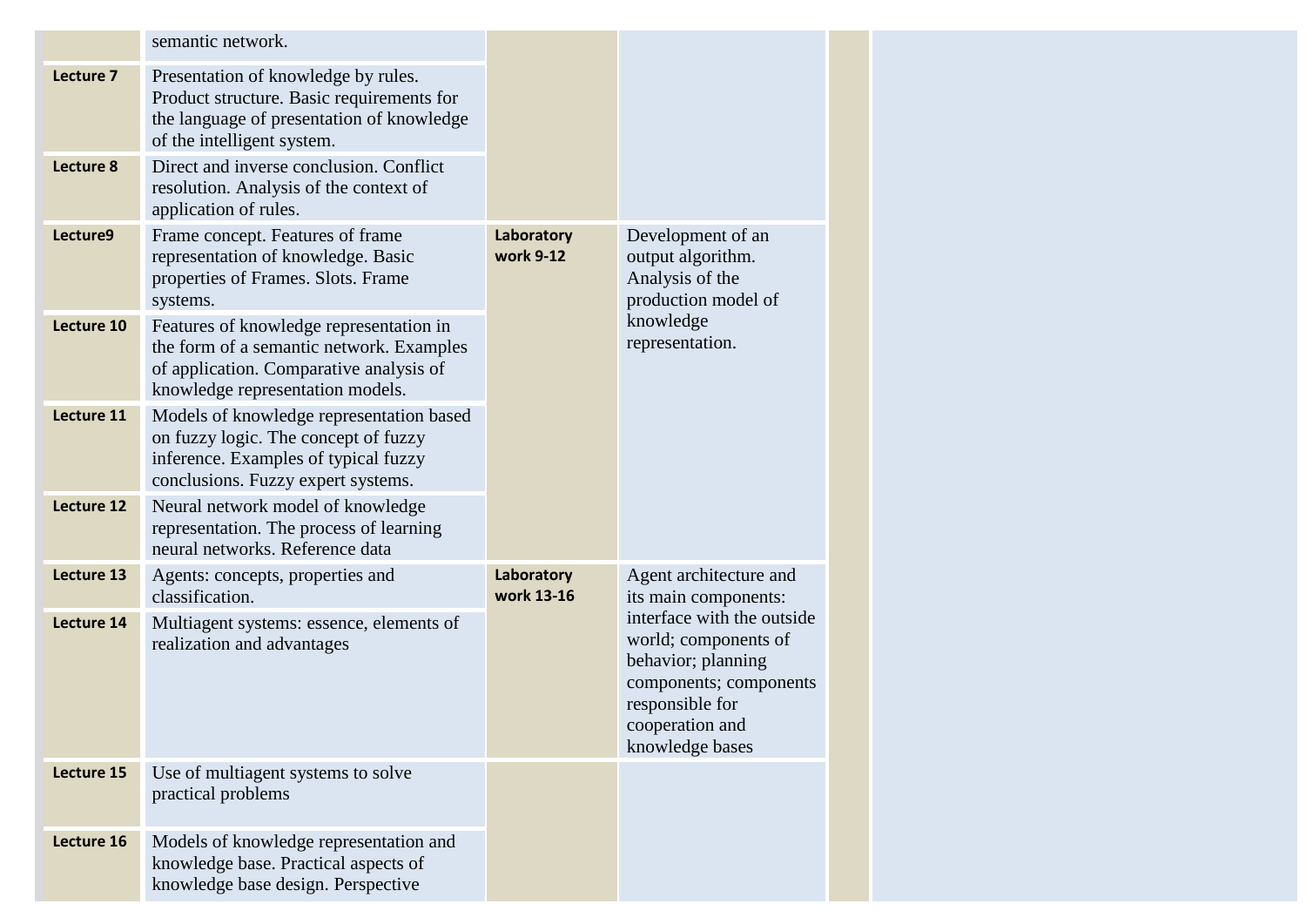| | | | | | |
|---|---|---|---|---|---|
| | semantic network. | | | | |
| **Lecture 7** | Presentation of knowledge by rules. Product structure. Basic requirements for the language of presentation of knowledge of the intelligent system. | | | | |
| **Lecture 8** | Direct and inverse conclusion. Conflict resolution. Analysis of the context of application of rules. | | | | |
| **Lecture9** | Frame concept. Features of frame representation of knowledge. Basic properties of Frames. Slots. Frame systems. | **Laboratory work 9-12** | Development of an output algorithm. Analysis of the production model of knowledge representation. | | |
| **Lecture 10** | Features of knowledge representation in the form of a semantic network. Examples of application. Comparative analysis of knowledge representation models. | | | | |
| **Lecture 11** | Models of knowledge representation based on fuzzy logic. The concept of fuzzy inference. Examples of typical fuzzy conclusions. Fuzzy expert systems. | | | | |
| **Lecture 12** | Neural network model of knowledge representation. The process of learning neural networks. Reference data | | | | |
| **Lecture 13** | Agents: concepts, properties and classification. | **Laboratory work 13-16** | Agent architecture and its main components: interface with the outside world; components of behavior; planning components; components responsible for cooperation and knowledge bases | | |
| **Lecture 14** | Multiagent systems: essence, elements of realization and advantages | | | | |
| **Lecture 15** | Use of multiagent systems to solve practical problems | | | | |
| **Lecture 16** | Models of knowledge representation and knowledge base. Practical aspects of knowledge base design. Perspective | | | | |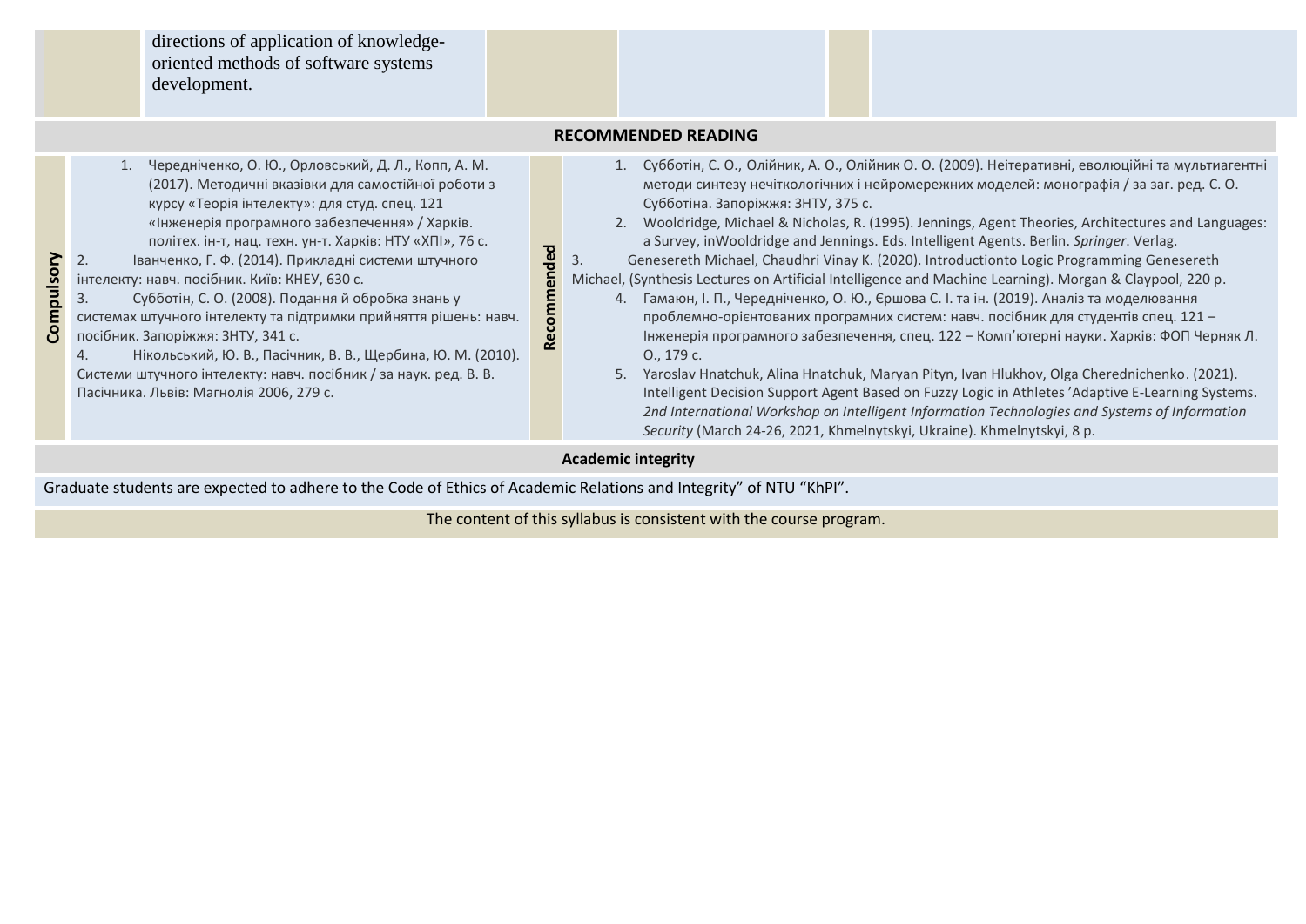| | | | | | | |
|---|---|---|---|---|---|---|
| | directions of application of knowledge-oriented methods of software systems development. | | | | | |

## RECOMMENDED READING

**Compulsory**

1. Чередніченко, О. Ю., Орловський, Д. Л., Копп, А. М. (2017). Методичні вказівки для самостійної роботи з курсу «Теорія інтелекту»: для студ. спец. 121 «Інженерія програмного забезпечення» / Харків. політех. ін-т, нац. техн. ун-т. Харків: НТУ «ХПІ», 76 с.
2. Іванченко, Г. Ф. (2014). Прикладні системи штучного інтелекту: навч. посібник. Київ: КНЕУ, 630 с.
3. Субботін, С. О. (2008). Подання й обробка знань у системах штучного інтелекту та підтримки прийняття рішень: навч. посібник. Запоріжжя: ЗНТУ, 341 с.
4. Нікольський, Ю. В., Пасічник, В. В., Щербина, Ю. М. (2010). Системи штучного інтелекту: навч. посібник / за наук. ред. В. В. Пасічника. Львів: Магнолія 2006, 279 с.

**Recommended**

1. Субботін, С. О., Олійник, А. О., Олійник О. О. (2009). Неітеративні, еволюційні та мультиагентні методи синтезу нечіткологічних і нейромережних моделей: монографія / за заг. ред. С. О. Субботіна. Запоріжжя: ЗНТУ, 375 с.
2. Wooldridge, Michael & Nicholas, R. (1995). Jennings, Agent Theories, Architectures and Languages: a Survey, inWooldridge and Jennings. Eds. Intelligent Agents. Berlin. *Springer*. Verlag.
3. Genesereth Michael, Chaudhri Vinay K. (2020). Introductionto Logic Programming Genesereth Michael, (Synthesis Lectures on Artificial Intelligence and Machine Learning). Morgan & Claypool, 220 p.
4. Гамаюн, І. П., Чередніченко, О. Ю., Єршова С. І. та ін. (2019). Аналіз та моделювання проблемно-орієнтованих програмних систем: навч. посібник для студентів спец. 121 – Інженерія програмного забезпечення, спец. 122 – Комп'ютерні науки. Харків: ФОП Черняк Л. О., 179 с.
5. Yaroslav Hnatchuk, Alina Hnatchuk, Maryan Pityn, Ivan Hlukhov, Olga Cherednichenko. (2021). Intelligent Decision Support Agent Based on Fuzzy Logic in Athletes 'Adaptive E-Learning Systems. *2nd International Workshop on Intelligent Information Technologies and Systems of Information Security* (March 24-26, 2021, Khmelnytskyi, Ukraine). Khmelnytskyi, 8 p.

## Academic integrity

Graduate students are expected to adhere to the Code of Ethics of Academic Relations and Integrity" of NTU "KhPI".

The content of this syllabus is consistent with the course program.